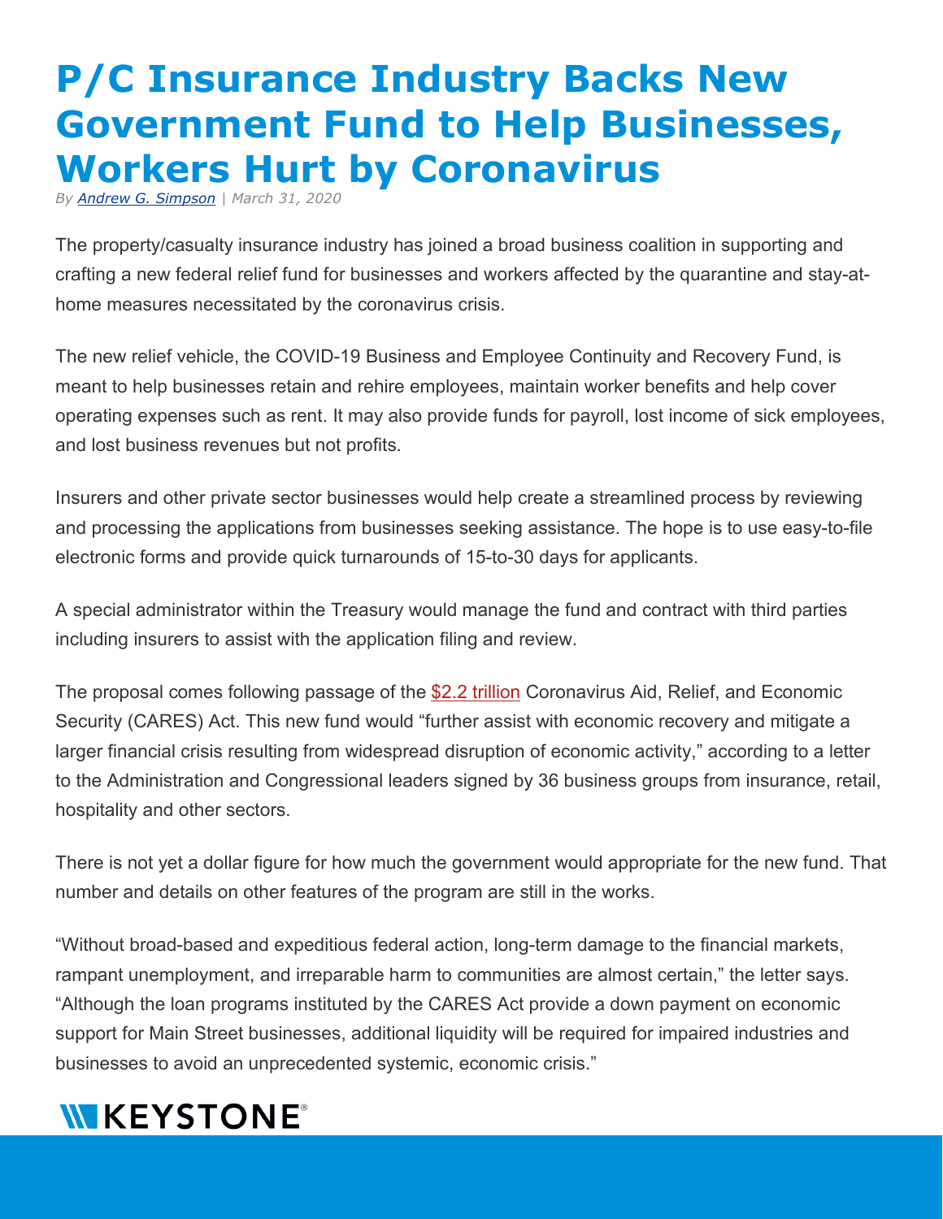# P/C Insurance Industry Backs New Government Fund to Help Businesses, Workers Hurt by Coronavirus

*By Andrew G. Simpson | March 31, 2020*

The property/casualty insurance industry has joined a broad business coalition in supporting and crafting a new federal relief fund for businesses and workers affected by the quarantine and stay-at-home measures necessitated by the coronavirus crisis.

The new relief vehicle, the COVID-19 Business and Employee Continuity and Recovery Fund, is meant to help businesses retain and rehire employees, maintain worker benefits and help cover operating expenses such as rent. It may also provide funds for payroll, lost income of sick employees, and lost business revenues but not profits.

Insurers and other private sector businesses would help create a streamlined process by reviewing and processing the applications from businesses seeking assistance. The hope is to use easy-to-file electronic forms and provide quick turnarounds of 15-to-30 days for applicants.

A special administrator within the Treasury would manage the fund and contract with third parties including insurers to assist with the application filing and review.

The proposal comes following passage of the $2.2 trillion Coronavirus Aid, Relief, and Economic Security (CARES) Act. This new fund would "further assist with economic recovery and mitigate a larger financial crisis resulting from widespread disruption of economic activity," according to a letter to the Administration and Congressional leaders signed by 36 business groups from insurance, retail, hospitality and other sectors.

There is not yet a dollar figure for how much the government would appropriate for the new fund. That number and details on other features of the program are still in the works.

"Without broad-based and expeditious federal action, long-term damage to the financial markets, rampant unemployment, and irreparable harm to communities are almost certain," the letter says. "Although the loan programs instituted by the CARES Act provide a down payment on economic support for Main Street businesses, additional liquidity will be required for impaired industries and businesses to avoid an unprecedented systemic, economic crisis."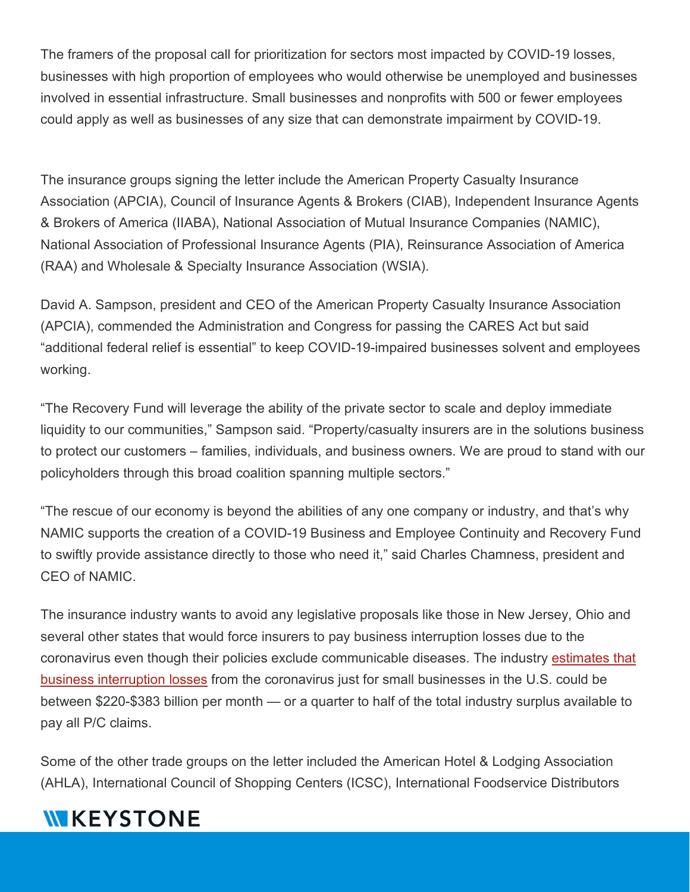The framers of the proposal call for prioritization for sectors most impacted by COVID-19 losses, businesses with high proportion of employees who would otherwise be unemployed and businesses involved in essential infrastructure. Small businesses and nonprofits with 500 or fewer employees could apply as well as businesses of any size that can demonstrate impairment by COVID-19.

The insurance groups signing the letter include the American Property Casualty Insurance Association (APCIA), Council of Insurance Agents & Brokers (CIAB), Independent Insurance Agents & Brokers of America (IIABA), National Association of Mutual Insurance Companies (NAMIC), National Association of Professional Insurance Agents (PIA), Reinsurance Association of America (RAA) and Wholesale & Specialty Insurance Association (WSIA).

David A. Sampson, president and CEO of the American Property Casualty Insurance Association (APCIA), commended the Administration and Congress for passing the CARES Act but said "additional federal relief is essential" to keep COVID-19-impaired businesses solvent and employees working.

"The Recovery Fund will leverage the ability of the private sector to scale and deploy immediate liquidity to our communities," Sampson said. "Property/casualty insurers are in the solutions business to protect our customers – families, individuals, and business owners. We are proud to stand with our policyholders through this broad coalition spanning multiple sectors."

"The rescue of our economy is beyond the abilities of any one company or industry, and that's why NAMIC supports the creation of a COVID-19 Business and Employee Continuity and Recovery Fund to swiftly provide assistance directly to those who need it," said Charles Chamness, president and CEO of NAMIC.

The insurance industry wants to avoid any legislative proposals like those in New Jersey, Ohio and several other states that would force insurers to pay business interruption losses due to the coronavirus even though their policies exclude communicable diseases. The industry estimates that business interruption losses from the coronavirus just for small businesses in the U.S. could be between $220-$383 billion per month — or a quarter to half of the total industry surplus available to pay all P/C claims.

Some of the other trade groups on the letter included the American Hotel & Lodging Association (AHLA), International Council of Shopping Centers (ICSC), International Foodservice Distributors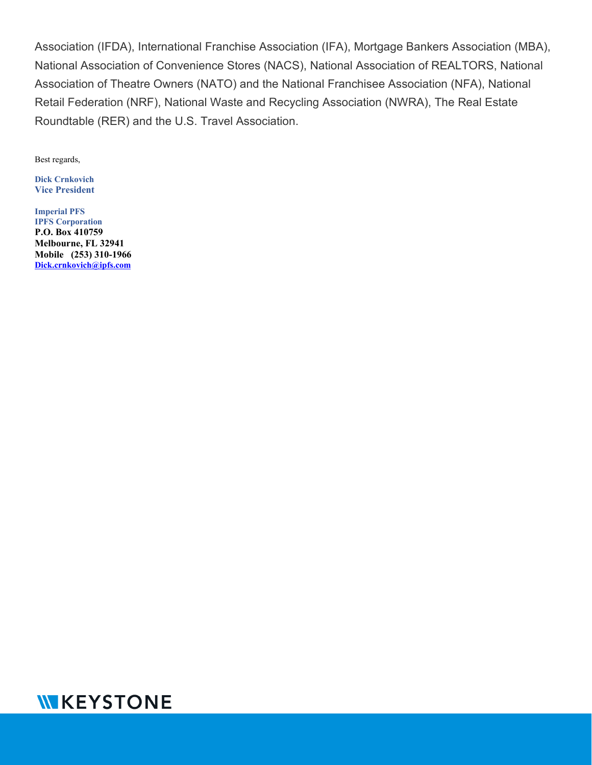Association (IFDA), International Franchise Association (IFA), Mortgage Bankers Association (MBA), National Association of Convenience Stores (NACS), National Association of REALTORS, National Association of Theatre Owners (NATO) and the National Franchisee Association (NFA), National Retail Federation (NRF), National Waste and Recycling Association (NWRA), The Real Estate Roundtable (RER) and the U.S. Travel Association.

Best regards,

**Dick Crnkovich**
**Vice President**

**Imperial PFS**
**IPFS Corporation**
**P.O. Box 410759**
**Melbourne, FL 32941**
**Mobile (253) 310-1966**
**Dick.crnkovich@ipfs.com**

KEYSTONE